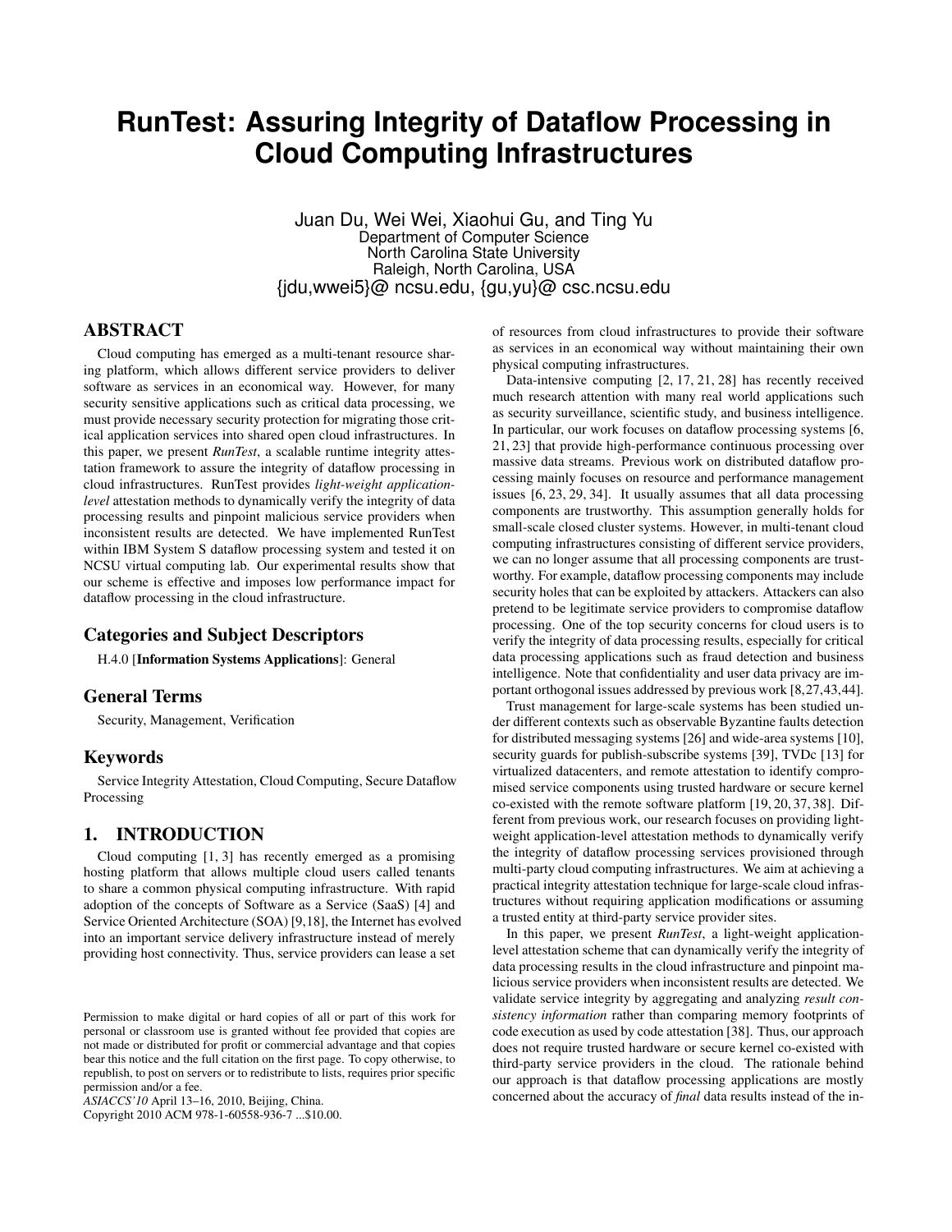# RunTest: Assuring Integrity of Dataflow Processing in Cloud Computing Infrastructures

Juan Du, Wei Wei, Xiaohui Gu, and Ting Yu
Department of Computer Science
North Carolina State University
Raleigh, North Carolina, USA
{jdu,wwei5}@ ncsu.edu, {gu,yu}@ csc.ncsu.edu

## ABSTRACT

Cloud computing has emerged as a multi-tenant resource sharing platform, which allows different service providers to deliver software as services in an economical way. However, for many security sensitive applications such as critical data processing, we must provide necessary security protection for migrating those critical application services into shared open cloud infrastructures. In this paper, we present *RunTest*, a scalable runtime integrity attestation framework to assure the integrity of dataflow processing in cloud infrastructures. RunTest provides *light-weight application-level* attestation methods to dynamically verify the integrity of data processing results and pinpoint malicious service providers when inconsistent results are detected. We have implemented RunTest within IBM System S dataflow processing system and tested it on NCSU virtual computing lab. Our experimental results show that our scheme is effective and imposes low performance impact for dataflow processing in the cloud infrastructure.

## Categories and Subject Descriptors

H.4.0 [**Information Systems Applications**]: General

## General Terms

Security, Management, Verification

## Keywords

Service Integrity Attestation, Cloud Computing, Secure Dataflow Processing

## 1. INTRODUCTION

Cloud computing [1, 3] has recently emerged as a promising hosting platform that allows multiple cloud users called tenants to share a common physical computing infrastructure. With rapid adoption of the concepts of Software as a Service (SaaS) [4] and Service Oriented Architecture (SOA) [9,18], the Internet has evolved into an important service delivery infrastructure instead of merely providing host connectivity. Thus, service providers can lease a set of resources from cloud infrastructures to provide their software as services in an economical way without maintaining their own physical computing infrastructures.

Data-intensive computing [2, 17, 21, 28] has recently received much research attention with many real world applications such as security surveillance, scientific study, and business intelligence. In particular, our work focuses on dataflow processing systems [6, 21, 23] that provide high-performance continuous processing over massive data streams. Previous work on distributed dataflow processing mainly focuses on resource and performance management issues [6, 23, 29, 34]. It usually assumes that all data processing components are trustworthy. This assumption generally holds for small-scale closed cluster systems. However, in multi-tenant cloud computing infrastructures consisting of different service providers, we can no longer assume that all processing components are trustworthy. For example, dataflow processing components may include security holes that can be exploited by attackers. Attackers can also pretend to be legitimate service providers to compromise dataflow processing. One of the top security concerns for cloud users is to verify the integrity of data processing results, especially for critical data processing applications such as fraud detection and business intelligence. Note that confidentiality and user data privacy are important orthogonal issues addressed by previous work [8,27,43,44].

Trust management for large-scale systems has been studied under different contexts such as observable Byzantine faults detection for distributed messaging systems [26] and wide-area systems [10], security guards for publish-subscribe systems [39], TVDc [13] for virtualized datacenters, and remote attestation to identify compromised service components using trusted hardware or secure kernel co-existed with the remote software platform [19, 20, 37, 38]. Different from previous work, our research focuses on providing light-weight application-level attestation methods to dynamically verify the integrity of dataflow processing services provisioned through multi-party cloud computing infrastructures. We aim at achieving a practical integrity attestation technique for large-scale cloud infrastructures without requiring application modifications or assuming a trusted entity at third-party service provider sites.

In this paper, we present *RunTest*, a light-weight application-level attestation scheme that can dynamically verify the integrity of data processing results in the cloud infrastructure and pinpoint malicious service providers when inconsistent results are detected. We validate service integrity by aggregating and analyzing *result consistency information* rather than comparing memory footprints of code execution as used by code attestation [38]. Thus, our approach does not require trusted hardware or secure kernel co-existed with third-party service providers in the cloud. The rationale behind our approach is that dataflow processing applications are mostly concerned about the accuracy of *final* data results instead of the in-

Permission to make digital or hard copies of all or part of this work for personal or classroom use is granted without fee provided that copies are not made or distributed for profit or commercial advantage and that copies bear this notice and the full citation on the first page. To copy otherwise, to republish, to post on servers or to redistribute to lists, requires prior specific permission and/or a fee.
*ASIACCS'10* April 13–16, 2010, Beijing, China.
Copyright 2010 ACM 978-1-60558-936-7 ...$10.00.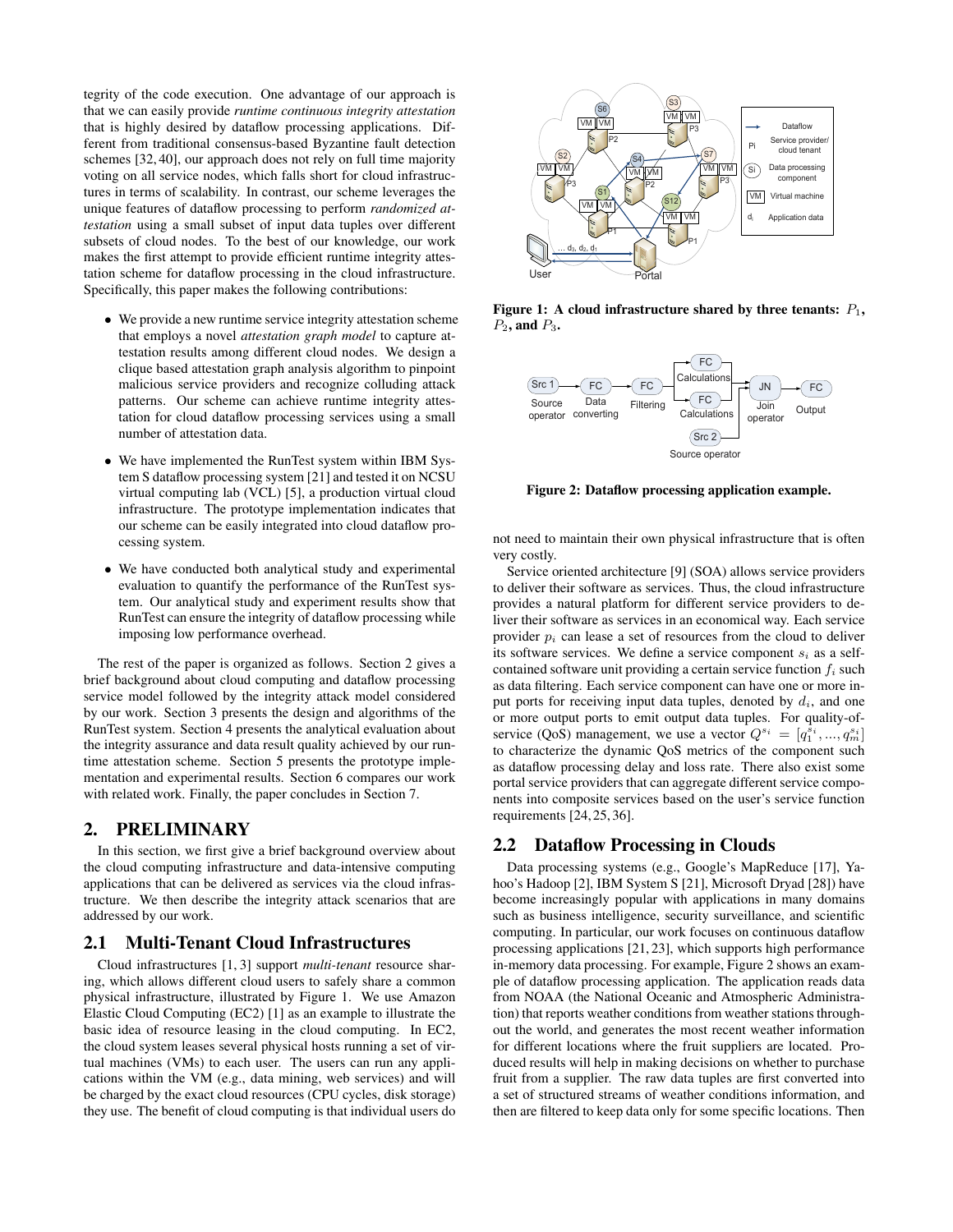tegrity of the code execution. One advantage of our approach is that we can easily provide *runtime continuous integrity attestation* that is highly desired by dataflow processing applications. Different from traditional consensus-based Byzantine fault detection schemes [32, 40], our approach does not rely on full time majority voting on all service nodes, which falls short for cloud infrastructures in terms of scalability. In contrast, our scheme leverages the unique features of dataflow processing to perform *randomized attestation* using a small subset of input data tuples over different subsets of cloud nodes. To the best of our knowledge, our work makes the first attempt to provide efficient runtime integrity attestation scheme for dataflow processing in the cloud infrastructure. Specifically, this paper makes the following contributions:

- We provide a new runtime service integrity attestation scheme that employs a novel *attestation graph model* to capture attestation results among different cloud nodes. We design a clique based attestation graph analysis algorithm to pinpoint malicious service providers and recognize colluding attack patterns. Our scheme can achieve runtime integrity attestation for cloud dataflow processing services using a small number of attestation data.
- We have implemented the RunTest system within IBM System S dataflow processing system [21] and tested it on NCSU virtual computing lab (VCL) [5], a production virtual cloud infrastructure. The prototype implementation indicates that our scheme can be easily integrated into cloud dataflow processing system.
- We have conducted both analytical study and experimental evaluation to quantify the performance of the RunTest system. Our analytical study and experiment results show that RunTest can ensure the integrity of dataflow processing while imposing low performance overhead.

The rest of the paper is organized as follows. Section 2 gives a brief background about cloud computing and dataflow processing service model followed by the integrity attack model considered by our work. Section 3 presents the design and algorithms of the RunTest system. Section 4 presents the analytical evaluation about the integrity assurance and data result quality achieved by our runtime attestation scheme. Section 5 presents the prototype implementation and experimental results. Section 6 compares our work with related work. Finally, the paper concludes in Section 7.

## 2. PRELIMINARY

In this section, we first give a brief background overview about the cloud computing infrastructure and data-intensive computing applications that can be delivered as services via the cloud infrastructure. We then describe the integrity attack scenarios that are addressed by our work.

### 2.1 Multi-Tenant Cloud Infrastructures

Cloud infrastructures [1, 3] support *multi-tenant* resource sharing, which allows different cloud users to safely share a common physical infrastructure, illustrated by Figure 1. We use Amazon Elastic Cloud Computing (EC2) [1] as an example to illustrate the basic idea of resource leasing in the cloud computing. In EC2, the cloud system leases several physical hosts running a set of virtual machines (VMs) to each user. The users can run any applications within the VM (e.g., data mining, web services) and will be charged by the exact cloud resources (CPU cycles, disk storage) they use. The benefit of cloud computing is that individual users do not need to maintain their own physical infrastructure that is often very costly.

**Figure 1: A cloud infrastructure shared by three tenants: $P_1$, $P_2$, and $P_3$.**

**Figure 2: Dataflow processing application example.**

Service oriented architecture [9] (SOA) allows service providers to deliver their software as services. Thus, the cloud infrastructure provides a natural platform for different service providers to deliver their software as services in an economical way. Each service provider $p_i$ can lease a set of resources from the cloud to deliver its software services. We define a service component $s_i$ as a self-contained software unit providing a certain service function $f_i$ such as data filtering. Each service component can have one or more input ports for receiving input data tuples, denoted by $d_i$, and one or more output ports to emit output data tuples. For quality-of-service (QoS) management, we use a vector $Q^{s_i} = [q_1^{s_i}, ..., q_m^{s_i}]$ to characterize the dynamic QoS metrics of the component such as dataflow processing delay and loss rate. There also exist some portal service providers that can aggregate different service components into composite services based on the user's service function requirements [24, 25, 36].

### 2.2 Dataflow Processing in Clouds

Data processing systems (e.g., Google's MapReduce [17], Yahoo's Hadoop [2], IBM System S [21], Microsoft Dryad [28]) have become increasingly popular with applications in many domains such as business intelligence, security surveillance, and scientific computing. In particular, our work focuses on continuous dataflow processing applications [21, 23], which supports high performance in-memory data processing. For example, Figure 2 shows an example of dataflow processing application. The application reads data from NOAA (the National Oceanic and Atmospheric Administration) that reports weather conditions from weather stations throughout the world, and generates the most recent weather information for different locations where the fruit suppliers are located. Produced results will help in making decisions on whether to purchase fruit from a supplier. The raw data tuples are first converted into a set of structured streams of weather conditions information, and then are filtered to keep data only for some specific locations. Then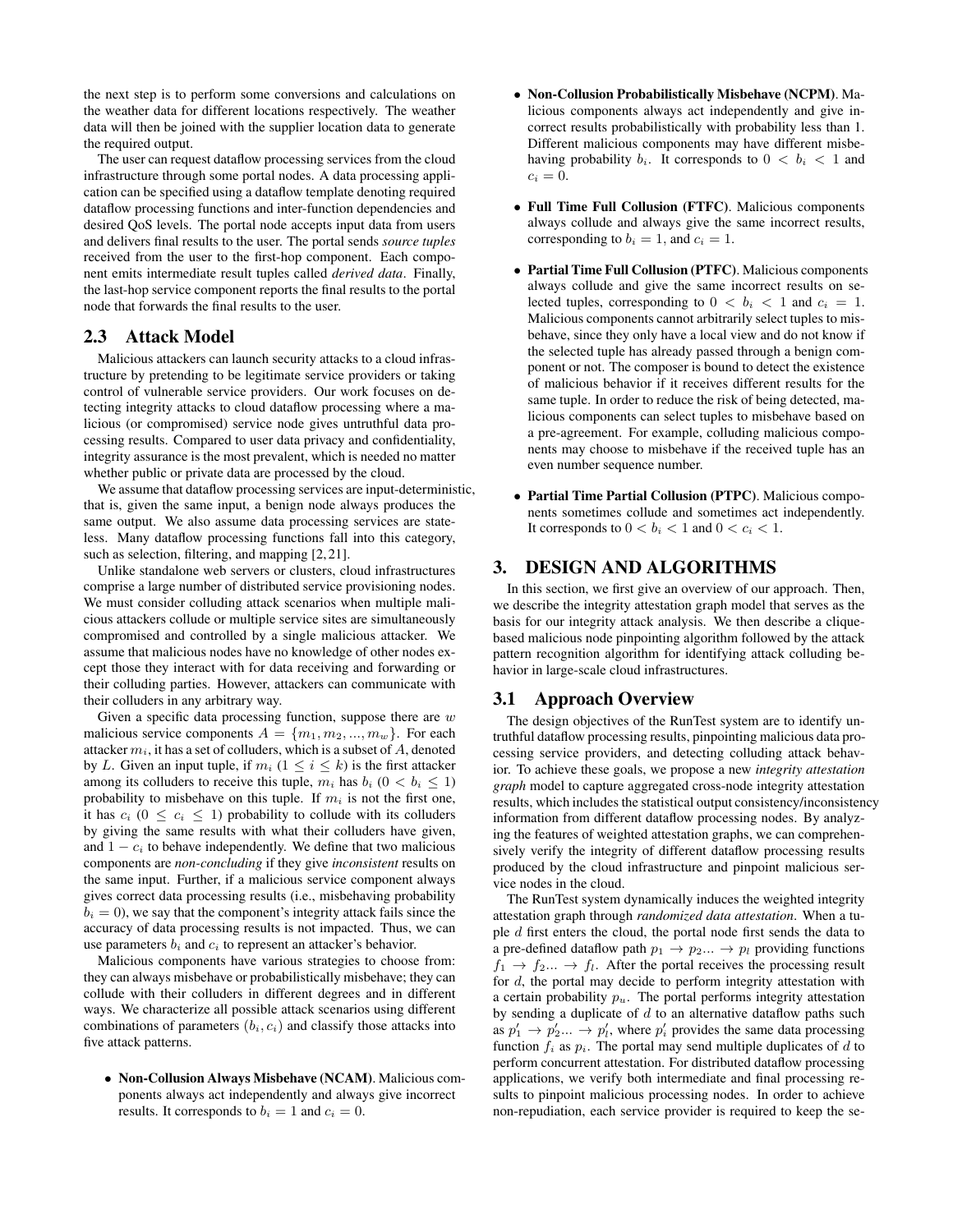the next step is to perform some conversions and calculations on the weather data for different locations respectively. The weather data will then be joined with the supplier location data to generate the required output.

The user can request dataflow processing services from the cloud infrastructure through some portal nodes. A data processing application can be specified using a dataflow template denoting required dataflow processing functions and inter-function dependencies and desired QoS levels. The portal node accepts input data from users and delivers final results to the user. The portal sends *source tuples* received from the user to the first-hop component. Each component emits intermediate result tuples called *derived data*. Finally, the last-hop service component reports the final results to the portal node that forwards the final results to the user.

## 2.3 Attack Model

Malicious attackers can launch security attacks to a cloud infrastructure by pretending to be legitimate service providers or taking control of vulnerable service providers. Our work focuses on detecting integrity attacks to cloud dataflow processing where a malicious (or compromised) service node gives untruthful data processing results. Compared to user data privacy and confidentiality, integrity assurance is the most prevalent, which is needed no matter whether public or private data are processed by the cloud.

We assume that dataflow processing services are input-deterministic, that is, given the same input, a benign node always produces the same output. We also assume data processing services are stateless. Many dataflow processing functions fall into this category, such as selection, filtering, and mapping [2, 21].

Unlike standalone web servers or clusters, cloud infrastructures comprise a large number of distributed service provisioning nodes. We must consider colluding attack scenarios when multiple malicious attackers collude or multiple service sites are simultaneously compromised and controlled by a single malicious attacker. We assume that malicious nodes have no knowledge of other nodes except those they interact with for data receiving and forwarding or their colluding parties. However, attackers can communicate with their colluders in any arbitrary way.

Given a specific data processing function, suppose there are $w$ malicious service components $A = \{m_1, m_2, ..., m_w\}$. For each attacker $m_i$, it has a set of colluders, which is a subset of $A$, denoted by $L$. Given an input tuple, if $m_i$ ($1 \leq i \leq k$) is the first attacker among its colluders to receive this tuple, $m_i$ has $b_i$ ($0 < b_i \leq 1$) probability to misbehave on this tuple. If $m_i$ is not the first one, it has $c_i$ ($0 \leq c_i \leq 1$) probability to collude with its colluders by giving the same results with what their colluders have given, and $1 - c_i$ to behave independently. We define that two malicious components are *non-concluding* if they give *inconsistent* results on the same input. Further, if a malicious service component always gives correct data processing results (i.e., misbehaving probability $b_i = 0$), we say that the component's integrity attack fails since the accuracy of data processing results is not impacted. Thus, we can use parameters $b_i$ and $c_i$ to represent an attacker's behavior.

Malicious components have various strategies to choose from: they can always misbehave or probabilistically misbehave; they can collude with their colluders in different degrees and in different ways. We characterize all possible attack scenarios using different combinations of parameters $(b_i, c_i)$ and classify those attacks into five attack patterns.

- **Non-Collusion Always Misbehave (NCAM)**. Malicious components always act independently and always give incorrect results. It corresponds to $b_i = 1$ and $c_i = 0$.
- **Non-Collusion Probabilistically Misbehave (NCPM)**. Malicious components always act independently and give incorrect results probabilistically with probability less than 1. Different malicious components may have different misbehaving probability $b_i$. It corresponds to $0 < b_i < 1$ and $c_i = 0$.
- **Full Time Full Collusion (FTFC)**. Malicious components always collude and always give the same incorrect results, corresponding to $b_i = 1$, and $c_i = 1$.
- **Partial Time Full Collusion (PTFC)**. Malicious components always collude and give the same incorrect results on selected tuples, corresponding to $0 < b_i < 1$ and $c_i = 1$. Malicious components cannot arbitrarily select tuples to misbehave, since they only have a local view and do not know if the selected tuple has already passed through a benign component or not. The composer is bound to detect the existence of malicious behavior if it receives different results for the same tuple. In order to reduce the risk of being detected, malicious components can select tuples to misbehave based on a pre-agreement. For example, colluding malicious components may choose to misbehave if the received tuple has an even number sequence number.
- **Partial Time Partial Collusion (PTPC)**. Malicious components sometimes collude and sometimes act independently. It corresponds to $0 < b_i < 1$ and $0 < c_i < 1$.

# 3. DESIGN AND ALGORITHMS

In this section, we first give an overview of our approach. Then, we describe the integrity attestation graph model that serves as the basis for our integrity attack analysis. We then describe a clique-based malicious node pinpointing algorithm followed by the attack pattern recognition algorithm for identifying attack colluding behavior in large-scale cloud infrastructures.

## 3.1 Approach Overview

The design objectives of the RunTest system are to identify untruthful dataflow processing results, pinpointing malicious data processing service providers, and detecting colluding attack behavior. To achieve these goals, we propose a new *integrity attestation graph* model to capture aggregated cross-node integrity attestation results, which includes the statistical output consistency/inconsistency information from different dataflow processing nodes. By analyzing the features of weighted attestation graphs, we can comprehensively verify the integrity of different dataflow processing results produced by the cloud infrastructure and pinpoint malicious service nodes in the cloud.

The RunTest system dynamically induces the weighted integrity attestation graph through *randomized data attestation*. When a tuple $d$ first enters the cloud, the portal node first sends the data to a pre-defined dataflow path $p_1 \rightarrow p_2 ... \rightarrow p_l$ providing functions $f_1 \rightarrow f_2 ... \rightarrow f_l$. After the portal receives the processing result for $d$, the portal may decide to perform integrity attestation with a certain probability $p_u$. The portal performs integrity attestation by sending a duplicate of $d$ to an alternative dataflow paths such as $p'_1 \rightarrow p'_2 ... \rightarrow p'_l$, where $p'_i$ provides the same data processing function $f_i$ as $p_i$. The portal may send multiple duplicates of $d$ to perform concurrent attestation. For distributed dataflow processing applications, we verify both intermediate and final processing results to pinpoint malicious processing nodes. In order to achieve non-repudiation, each service provider is required to keep the se-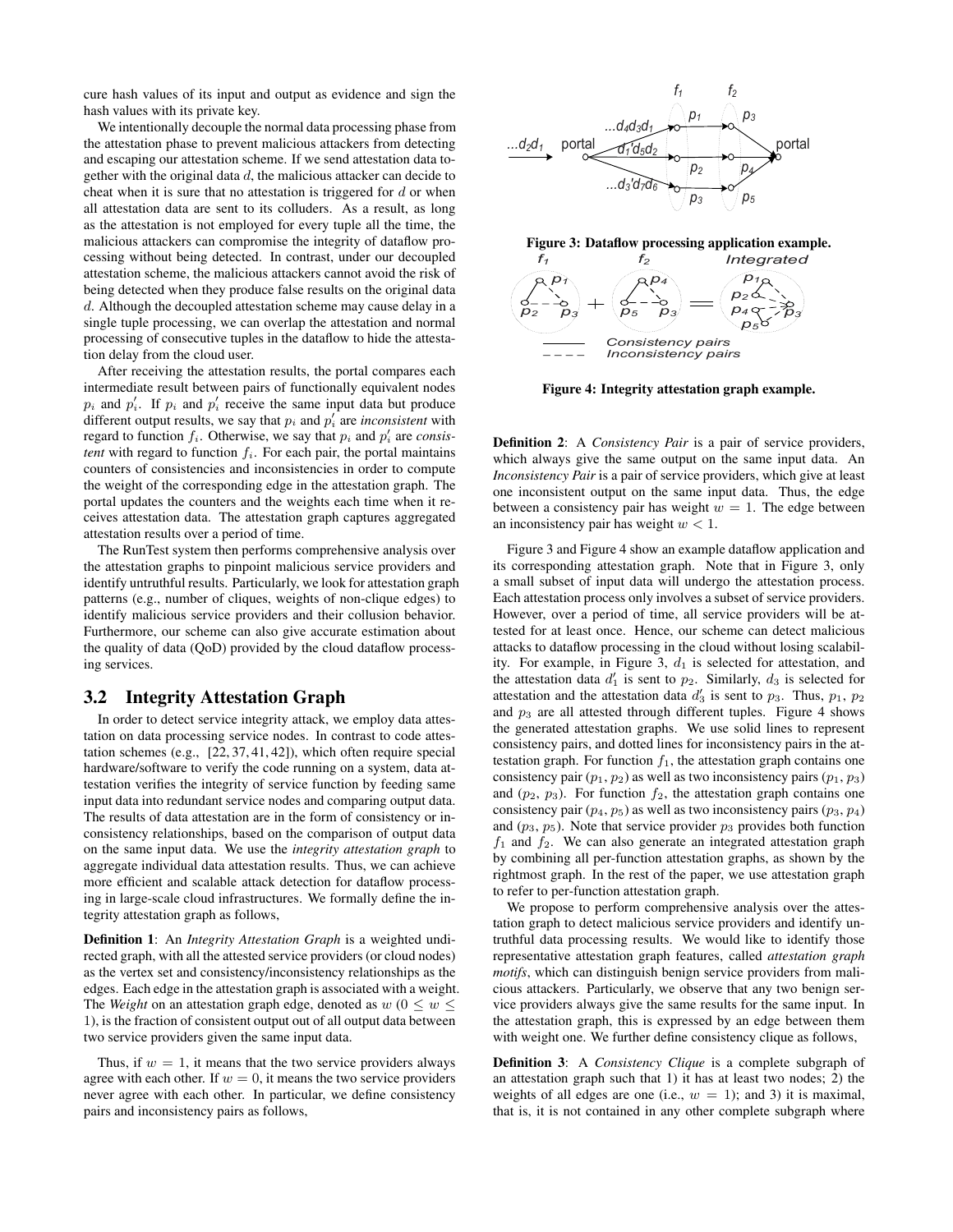cure hash values of its input and output as evidence and sign the hash values with its private key.

We intentionally decouple the normal data processing phase from the attestation phase to prevent malicious attackers from detecting and escaping our attestation scheme. If we send attestation data together with the original data $d$, the malicious attacker can decide to cheat when it is sure that no attestation is triggered for $d$ or when all attestation data are sent to its colluders. As a result, as long as the attestation is not employed for every tuple all the time, the malicious attackers can compromise the integrity of dataflow processing without being detected. In contrast, under our decoupled attestation scheme, the malicious attackers cannot avoid the risk of being detected when they produce false results on the original data $d$. Although the decoupled attestation scheme may cause delay in a single tuple processing, we can overlap the attestation and normal processing of consecutive tuples in the dataflow to hide the attestation delay from the cloud user.

After receiving the attestation results, the portal compares each intermediate result between pairs of functionally equivalent nodes $p_i$ and $p'_i$. If $p_i$ and $p'_i$ receive the same input data but produce different output results, we say that $p_i$ and $p'_i$ are *inconsistent* with regard to function $f_i$. Otherwise, we say that $p_i$ and $p'_i$ are *consistent* with regard to function $f_i$. For each pair, the portal maintains counters of consistencies and inconsistencies in order to compute the weight of the corresponding edge in the attestation graph. The portal updates the counters and the weights each time when it receives attestation data. The attestation graph captures aggregated attestation results over a period of time.

The RunTest system then performs comprehensive analysis over the attestation graphs to pinpoint malicious service providers and identify untruthful results. Particularly, we look for attestation graph patterns (e.g., number of cliques, weights of non-clique edges) to identify malicious service providers and their collusion behavior. Furthermore, our scheme can also give accurate estimation about the quality of data (QoD) provided by the cloud dataflow processing services.

## 3.2 Integrity Attestation Graph

In order to detect service integrity attack, we employ data attestation on data processing service nodes. In contrast to code attestation schemes (e.g., [22, 37, 41, 42]), which often require special hardware/software to verify the code running on a system, data attestation verifies the integrity of service function by feeding same input data into redundant service nodes and comparing output data. The results of data attestation are in the form of consistency or inconsistency relationships, based on the comparison of output data on the same input data. We use the *integrity attestation graph* to aggregate individual data attestation results. Thus, we can achieve more efficient and scalable attack detection for dataflow processing in large-scale cloud infrastructures. We formally define the integrity attestation graph as follows,

**Definition 1**: An *Integrity Attestation Graph* is a weighted undirected graph, with all the attested service providers (or cloud nodes) as the vertex set and consistency/inconsistency relationships as the edges. Each edge in the attestation graph is associated with a weight. The *Weight* on an attestation graph edge, denoted as $w$ ($0 \leq w \leq 1$), is the fraction of consistent output out of all output data between two service providers given the same input data.

Thus, if $w = 1$, it means that the two service providers always agree with each other. If $w = 0$, it means the two service providers never agree with each other. In particular, we define consistency pairs and inconsistency pairs as follows,

**Figure 3: Dataflow processing application example.**

**Figure 4: Integrity attestation graph example.**

**Definition 2**: A *Consistency Pair* is a pair of service providers, which always give the same output on the same input data. An *Inconsistency Pair* is a pair of service providers, which give at least one inconsistent output on the same input data. Thus, the edge between a consistency pair has weight $w = 1$. The edge between an inconsistency pair has weight $w < 1$.

Figure 3 and Figure 4 show an example dataflow application and its corresponding attestation graph. Note that in Figure 3, only a small subset of input data will undergo the attestation process. Each attestation process only involves a subset of service providers. However, over a period of time, all service providers will be attested for at least once. Hence, our scheme can detect malicious attacks to dataflow processing in the cloud without losing scalability. For example, in Figure 3, $d_1$ is selected for attestation, and the attestation data $d'_1$ is sent to $p_2$. Similarly, $d_3$ is selected for attestation and the attestation data $d'_3$ is sent to $p_3$. Thus, $p_1$, $p_2$ and $p_3$ are all attested through different tuples. Figure 4 shows the generated attestation graphs. We use solid lines to represent consistency pairs, and dotted lines for inconsistency pairs in the attestation graph. For function $f_1$, the attestation graph contains one consistency pair ($p_1$, $p_2$) as well as two inconsistency pairs ($p_1$, $p_3$) and ($p_2$, $p_3$). For function $f_2$, the attestation graph contains one consistency pair ($p_4$, $p_5$) as well as two inconsistency pairs ($p_3$, $p_4$) and ($p_3$, $p_5$). Note that service provider $p_3$ provides both function $f_1$ and $f_2$. We can also generate an integrated attestation graph by combining all per-function attestation graphs, as shown by the rightmost graph. In the rest of the paper, we use attestation graph to refer to per-function attestation graph.

We propose to perform comprehensive analysis over the attestation graph to detect malicious service providers and identify untruthful data processing results. We would like to identify those representative attestation graph features, called *attestation graph motifs*, which can distinguish benign service providers from malicious attackers. Particularly, we observe that any two benign service providers always give the same results for the same input. In the attestation graph, this is expressed by an edge between them with weight one. We further define consistency clique as follows,

**Definition 3**: A *Consistency Clique* is a complete subgraph of an attestation graph such that 1) it has at least two nodes; 2) the weights of all edges are one (i.e., $w = 1$); and 3) it is maximal, that is, it is not contained in any other complete subgraph where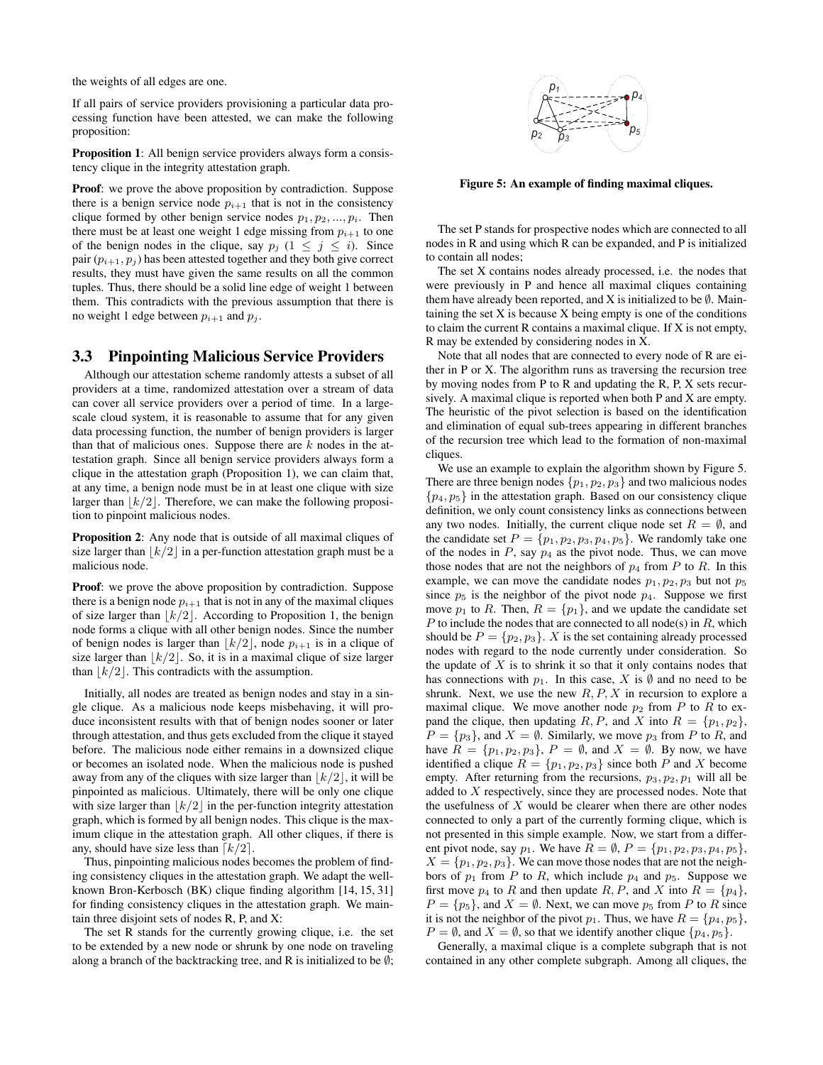the weights of all edges are one.

If all pairs of service providers provisioning a particular data processing function have been attested, we can make the following proposition:

**Proposition 1**: All benign service providers always form a consistency clique in the integrity attestation graph.

**Proof**: we prove the above proposition by contradiction. Suppose there is a benign service node $p_{i+1}$ that is not in the consistency clique formed by other benign service nodes $p_1, p_2, ..., p_i$. Then there must be at least one weight 1 edge missing from $p_{i+1}$ to one of the benign nodes in the clique, say $p_j$ ($1 \leq j \leq i$). Since pair $(p_{i+1}, p_j)$ has been attested together and they both give correct results, they must have given the same results on all the common tuples. Thus, there should be a solid line edge of weight 1 between them. This contradicts with the previous assumption that there is no weight 1 edge between $p_{i+1}$ and $p_j$.

## 3.3 Pinpointing Malicious Service Providers

Although our attestation scheme randomly attests a subset of all providers at a time, randomized attestation over a stream of data can cover all service providers over a period of time. In a large-scale cloud system, it is reasonable to assume that for any given data processing function, the number of benign providers is larger than that of malicious ones. Suppose there are $k$ nodes in the attestation graph. Since all benign service providers always form a clique in the attestation graph (Proposition 1), we can claim that, at any time, a benign node must be in at least one clique with size larger than $\lfloor k/2 \rfloor$. Therefore, we can make the following proposition to pinpoint malicious nodes.

**Proposition 2**: Any node that is outside of all maximal cliques of size larger than $\lfloor k/2 \rfloor$ in a per-function attestation graph must be a malicious node.

**Proof**: we prove the above proposition by contradiction. Suppose there is a benign node $p_{i+1}$ that is not in any of the maximal cliques of size larger than $\lfloor k/2 \rfloor$. According to Proposition 1, the benign node forms a clique with all other benign nodes. Since the number of benign nodes is larger than $\lfloor k/2 \rfloor$, node $p_{i+1}$ is in a clique of size larger than $\lfloor k/2 \rfloor$. So, it is in a maximal clique of size larger than $\lfloor k/2 \rfloor$. This contradicts with the assumption.

Initially, all nodes are treated as benign nodes and stay in a single clique. As a malicious node keeps misbehaving, it will produce inconsistent results with that of benign nodes sooner or later through attestation, and thus gets excluded from the clique it stayed before. The malicious node either remains in a downsized clique or becomes an isolated node. When the malicious node is pushed away from any of the cliques with size larger than $\lfloor k/2 \rfloor$, it will be pinpointed as malicious. Ultimately, there will be only one clique with size larger than $\lfloor k/2 \rfloor$ in the per-function integrity attestation graph, which is formed by all benign nodes. This clique is the maximum clique in the attestation graph. All other cliques, if there is any, should have size less than $\lceil k/2 \rceil$.

Thus, pinpointing malicious nodes becomes the problem of finding consistency cliques in the attestation graph. We adapt the well-known Bron-Kerbosch (BK) clique finding algorithm [14, 15, 31] for finding consistency cliques in the attestation graph. We maintain three disjoint sets of nodes R, P, and X:

The set R stands for the currently growing clique, i.e. the set to be extended by a new node or shrunk by one node on traveling along a branch of the backtracking tree, and R is initialized to be $\emptyset$;

**Figure 5: An example of finding maximal cliques.**

The set P stands for prospective nodes which are connected to all nodes in R and using which R can be expanded, and P is initialized to contain all nodes;

The set X contains nodes already processed, i.e. the nodes that were previously in P and hence all maximal cliques containing them have already been reported, and X is initialized to be $\emptyset$. Maintaining the set X is because X being empty is one of the conditions to claim the current R contains a maximal clique. If X is not empty, R may be extended by considering nodes in X.

Note that all nodes that are connected to every node of R are either in P or X. The algorithm runs as traversing the recursion tree by moving nodes from P to R and updating the R, P, X sets recursively. A maximal clique is reported when both P and X are empty. The heuristic of the pivot selection is based on the identification and elimination of equal sub-trees appearing in different branches of the recursion tree which lead to the formation of non-maximal cliques.

We use an example to explain the algorithm shown by Figure 5. There are three benign nodes $\{p_1, p_2, p_3\}$ and two malicious nodes $\{p_4, p_5\}$ in the attestation graph. Based on our consistency clique definition, we only count consistency links as connections between any two nodes. Initially, the current clique node set $R = \emptyset$, and the candidate set $P = \{p_1, p_2, p_3, p_4, p_5\}$. We randomly take one of the nodes in $P$, say $p_4$ as the pivot node. Thus, we can move those nodes that are not the neighbors of $p_4$ from $P$ to $R$. In this example, we can move the candidate nodes $p_1, p_2, p_3$ but not $p_5$ since $p_5$ is the neighbor of the pivot node $p_4$. Suppose we first move $p_1$ to $R$. Then, $R = \{p_1\}$, and we update the candidate set $P$ to include the nodes that are connected to all node(s) in $R$, which should be $P = \{p_2, p_3\}$. $X$ is the set containing already processed nodes with regard to the node currently under consideration. So the update of $X$ is to shrink it so that it only contains nodes that has connections with $p_1$. In this case, $X$ is $\emptyset$ and no need to be shrunk. Next, we use the new $R, P, X$ in recursion to explore a maximal clique. We move another node $p_2$ from $P$ to $R$ to expand the clique, then updating $R, P$, and $X$ into $R = \{p_1, p_2\}$, $P = \{p_3\}$, and $X = \emptyset$. Similarly, we move $p_3$ from $P$ to $R$, and have $R = \{p_1, p_2, p_3\}$, $P = \emptyset$, and $X = \emptyset$. By now, we have identified a clique $R = \{p_1, p_2, p_3\}$ since both $P$ and $X$ become empty. After returning from the recursions, $p_3, p_2, p_1$ will all be added to $X$ respectively, since they are processed nodes. Note that the usefulness of $X$ would be clearer when there are other nodes connected to only a part of the currently forming clique, which is not presented in this simple example. Now, we start from a different pivot node, say $p_1$. We have $R = \emptyset$, $P = \{p_1, p_2, p_3, p_4, p_5\}$, $X = \{p_1, p_2, p_3\}$. We can move those nodes that are not the neighbors of $p_1$ from $P$ to $R$, which include $p_4$ and $p_5$. Suppose we first move $p_4$ to $R$ and then update $R, P$, and $X$ into $R = \{p_4\}$, $P = \{p_5\}$, and $X = \emptyset$. Next, we can move $p_5$ from $P$ to $R$ since it is not the neighbor of the pivot $p_1$. Thus, we have $R = \{p_4, p_5\}$, $P = \emptyset$, and $X = \emptyset$, so that we identify another clique $\{p_4, p_5\}$.

Generally, a maximal clique is a complete subgraph that is not contained in any other complete subgraph. Among all cliques, the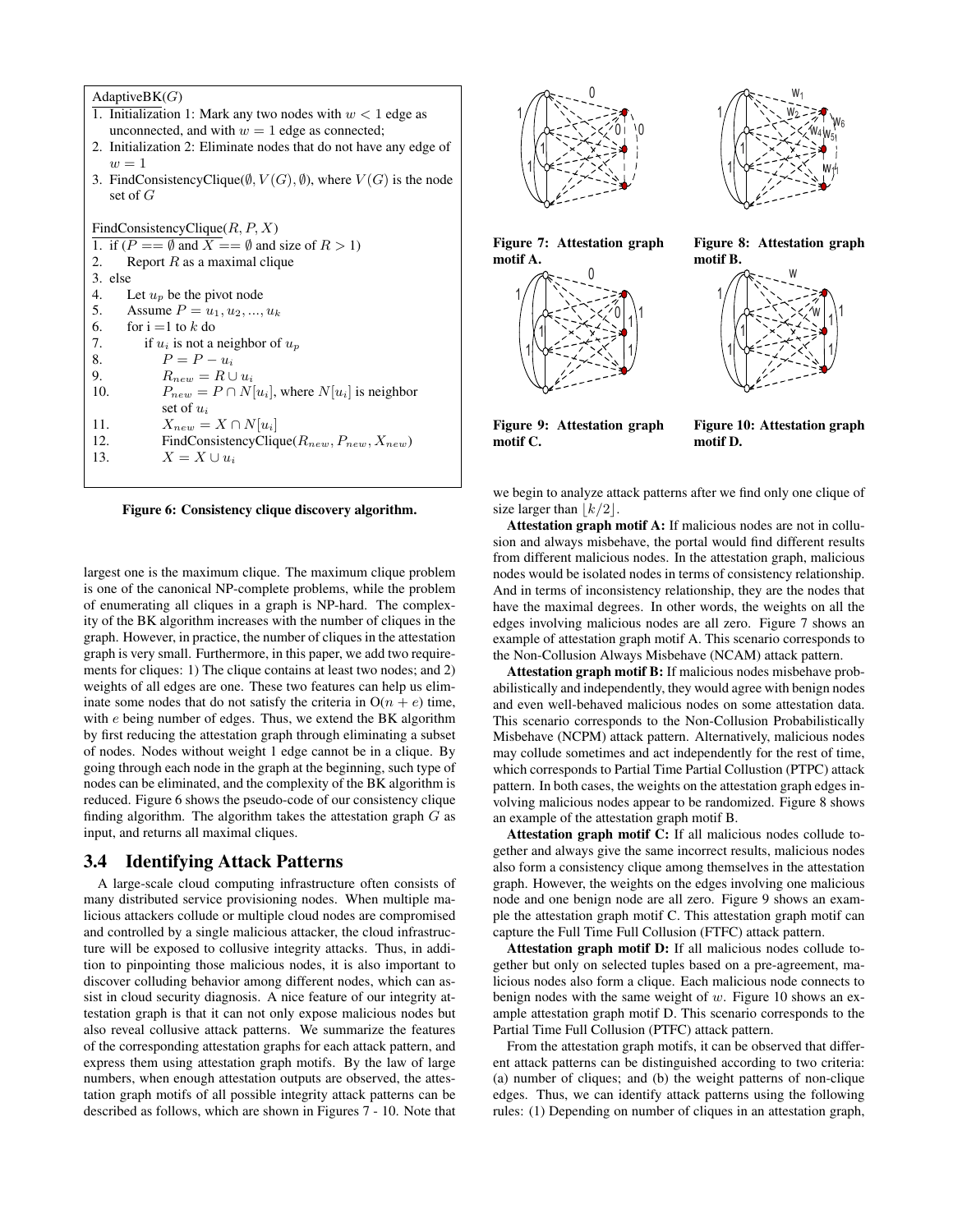AdaptiveBK($G$)

1. Initialization 1: Mark any two nodes with $w < 1$ edge as unconnected, and with $w = 1$ edge as connected;
2. Initialization 2: Eliminate nodes that do not have any edge of $w = 1$
3. FindConsistencyClique($\emptyset$, $V(G)$, $\emptyset$), where $V(G)$ is the node set of $G$

FindConsistencyClique($R$, $P$, $X$)

```
1.  if (P == ∅ and X == ∅ and size of R > 1)
2.      Report R as a maximal clique
3.  else
4.      Let u_p be the pivot node
5.      Assume P = u_1, u_2, ..., u_k
6.      for i = 1 to k do
7.          if u_i is not a neighbor of u_p
8.              P = P − u_i
9.              R_new = R ∪ u_i
10.             P_new = P ∩ N[u_i], where N[u_i] is neighbor
                set of u_i
11.             X_new = X ∩ N[u_i]
12.             FindConsistencyClique(R_new, P_new, X_new)
13.             X = X ∪ u_i
```

**Figure 6: Consistency clique discovery algorithm.**

largest one is the maximum clique. The maximum clique problem is one of the canonical NP-complete problems, while the problem of enumerating all cliques in a graph is NP-hard. The complexity of the BK algorithm increases with the number of cliques in the graph. However, in practice, the number of cliques in the attestation graph is very small. Furthermore, in this paper, we add two requirements for cliques: 1) The clique contains at least two nodes; and 2) weights of all edges are one. These two features can help us eliminate some nodes that do not satisfy the criteria in $O(n + e)$ time, with $e$ being number of edges. Thus, we extend the BK algorithm by first reducing the attestation graph through eliminating a subset of nodes. Nodes without weight 1 edge cannot be in a clique. By going through each node in the graph at the beginning, such type of nodes can be eliminated, and the complexity of the BK algorithm is reduced. Figure 6 shows the pseudo-code of our consistency clique finding algorithm. The algorithm takes the attestation graph $G$ as input, and returns all maximal cliques.

## 3.4 Identifying Attack Patterns

A large-scale cloud computing infrastructure often consists of many distributed service provisioning nodes. When multiple malicious attackers collude or multiple cloud nodes are compromised and controlled by a single malicious attacker, the cloud infrastructure will be exposed to collusive integrity attacks. Thus, in addition to pinpointing those malicious nodes, it is also important to discover colluding behavior among different nodes, which can assist in cloud security diagnosis. A nice feature of our integrity attestation graph is that it can not only expose malicious nodes but also reveal collusive attack patterns. We summarize the features of the corresponding attestation graphs for each attack pattern, and express them using attestation graph motifs. By the law of large numbers, when enough attestation outputs are observed, the attestation graph motifs of all possible integrity attack patterns can be described as follows, which are shown in Figures 7 - 10. Note that

1 1 1 0 0 0

**Figure 7: Attestation graph motif A.**

1 1 1 w1 w2 w6 w4 w5 w11

**Figure 8: Attestation graph motif B.**

1 1 1 0 0 1 1 1

**Figure 9: Attestation graph motif C.**

1 1 1 w w 1 1 1

**Figure 10: Attestation graph motif D.**

we begin to analyze attack patterns after we find only one clique of size larger than $\lfloor k/2 \rfloor$.

**Attestation graph motif A:** If malicious nodes are not in collusion and always misbehave, the portal would find different results from different malicious nodes. In the attestation graph, malicious nodes would be isolated nodes in terms of consistency relationship. And in terms of inconsistency relationship, they are the nodes that have the maximal degrees. In other words, the weights on all the edges involving malicious nodes are all zero. Figure 7 shows an example of attestation graph motif A. This scenario corresponds to the Non-Collusion Always Misbehave (NCAM) attack pattern.

**Attestation graph motif B:** If malicious nodes misbehave probabilistically and independently, they would agree with benign nodes and even well-behaved malicious nodes on some attestation data. This scenario corresponds to the Non-Collusion Probabilistically Misbehave (NCPM) attack pattern. Alternatively, malicious nodes may collude sometimes and act independently for the rest of time, which corresponds to Partial Time Partial Collustion (PTPC) attack pattern. In both cases, the weights on the attestation graph edges involving malicious nodes appear to be randomized. Figure 8 shows an example of the attestation graph motif B.

**Attestation graph motif C:** If all malicious nodes collude together and always give the same incorrect results, malicious nodes also form a consistency clique among themselves in the attestation graph. However, the weights on the edges involving one malicious node and one benign node are all zero. Figure 9 shows an example the attestation graph motif C. This attestation graph motif can capture the Full Time Full Collusion (FTFC) attack pattern.

**Attestation graph motif D:** If all malicious nodes collude together but only on selected tuples based on a pre-agreement, malicious nodes also form a clique. Each malicious node connects to benign nodes with the same weight of $w$. Figure 10 shows an example attestation graph motif D. This scenario corresponds to the Partial Time Full Collusion (PTFC) attack pattern.

From the attestation graph motifs, it can be observed that different attack patterns can be distinguished according to two criteria: (a) number of cliques; and (b) the weight patterns of non-clique edges. Thus, we can identify attack patterns using the following rules: (1) Depending on number of cliques in an attestation graph,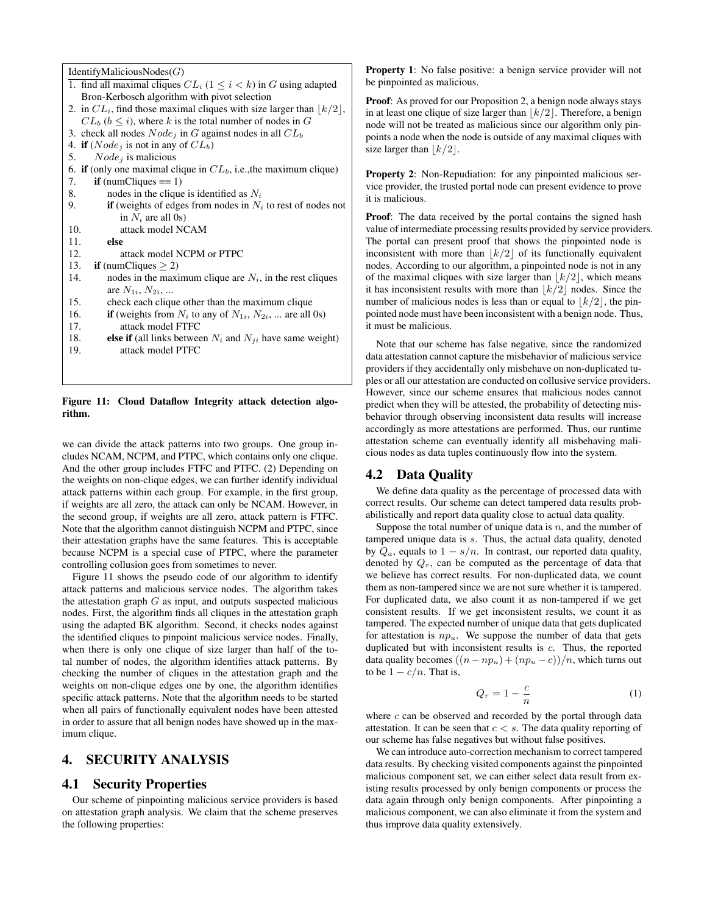```
IdentifyMaliciousNodes(G)
1. find all maximal cliques CL_i (1 ≤ i < k) in G using adapted
   Bron-Kerbosch algorithm with pivot selection
2. in CL_i, find those maximal cliques with size larger than ⌊k/2⌋,
   CL_b (b ≤ i), where k is the total number of nodes in G
3. check all nodes Node_j in G against nodes in all CL_b
4. if (Node_j is not in any of CL_b)
5.     Node_j is malicious
6. if (only one maximal clique in CL_b, i.e.,the maximum clique)
7.     if (numCliques == 1)
8.         nodes in the clique is identified as N_i
9.         if (weights of edges from nodes in N_i to rest of nodes not
               in N_i are all 0s)
10.            attack model NCAM
11.        else
12.            attack model NCPM or PTPC
13.    if (numCliques ≥ 2)
14.        nodes in the maximum clique are N_i, in the rest cliques
           are N_1i, N_2i, ...
15.        check each clique other than the maximum clique
16.        if (weights from N_i to any of N_1i, N_2i, ... are all 0s)
17.            attack model FTFC
18.        else if (all links between N_i and N_ji have same weight)
19.            attack model PTFC
```

**Figure 11: Cloud Dataflow Integrity attack detection algorithm.**

we can divide the attack patterns into two groups. One group includes NCAM, NCPM, and PTPC, which contains only one clique. And the other group includes FTFC and PTFC. (2) Depending on the weights on non-clique edges, we can further identify individual attack patterns within each group. For example, in the first group, if weights are all zero, the attack can only be NCAM. However, in the second group, if weights are all zero, attack pattern is FTFC. Note that the algorithm cannot distinguish NCPM and PTPC, since their attestation graphs have the same features. This is acceptable because NCPM is a special case of PTPC, where the parameter controlling collusion goes from sometimes to never.

Figure 11 shows the pseudo code of our algorithm to identify attack patterns and malicious service nodes. The algorithm takes the attestation graph $G$ as input, and outputs suspected malicious nodes. First, the algorithm finds all cliques in the attestation graph using the adapted BK algorithm. Second, it checks nodes against the identified cliques to pinpoint malicious service nodes. Finally, when there is only one clique of size larger than half of the total number of nodes, the algorithm identifies attack patterns. By checking the number of cliques in the attestation graph and the weights on non-clique edges one by one, the algorithm identifies specific attack patterns. Note that the algorithm needs to be started when all pairs of functionally equivalent nodes have been attested in order to assure that all benign nodes have showed up in the maximum clique.

# 4. SECURITY ANALYSIS

## 4.1 Security Properties

Our scheme of pinpointing malicious service providers is based on attestation graph analysis. We claim that the scheme preserves the following properties:

**Property 1**: No false positive: a benign service provider will not be pinpointed as malicious.

**Proof**: As proved for our Proposition 2, a benign node always stays in at least one clique of size larger than $\lfloor k/2 \rfloor$. Therefore, a benign node will not be treated as malicious since our algorithm only pinpoints a node when the node is outside of any maximal cliques with size larger than $\lfloor k/2 \rfloor$.

**Property 2**: Non-Repudiation: for any pinpointed malicious service provider, the trusted portal node can present evidence to prove it is malicious.

**Proof**: The data received by the portal contains the signed hash value of intermediate processing results provided by service providers. The portal can present proof that shows the pinpointed node is inconsistent with more than $\lfloor k/2 \rfloor$ of its functionally equivalent nodes. According to our algorithm, a pinpointed node is not in any of the maximal cliques with size larger than $\lfloor k/2 \rfloor$, which means it has inconsistent results with more than $\lfloor k/2 \rfloor$ nodes. Since the number of malicious nodes is less than or equal to $\lfloor k/2 \rfloor$, the pinpointed node must have been inconsistent with a benign node. Thus, it must be malicious.

Note that our scheme has false negative, since the randomized data attestation cannot capture the misbehavior of malicious service providers if they accidentally only misbehave on non-duplicated tuples or all our attestation are conducted on collusive service providers. However, since our scheme ensures that malicious nodes cannot predict when they will be attested, the probability of detecting misbehavior through observing inconsistent data results will increase accordingly as more attestations are performed. Thus, our runtime attestation scheme can eventually identify all misbehaving malicious nodes as data tuples continuously flow into the system.

## 4.2 Data Quality

We define data quality as the percentage of processed data with correct results. Our scheme can detect tampered data results probabilistically and report data quality close to actual data quality.

Suppose the total number of unique data is $n$, and the number of tampered unique data is $s$. Thus, the actual data quality, denoted by $Q_a$, equals to $1 - s/n$. In contrast, our reported data quality, denoted by $Q_r$, can be computed as the percentage of data that we believe has correct results. For non-duplicated data, we count them as non-tampered since we are not sure whether it is tampered. For duplicated data, we also count it as non-tampered if we get consistent results. If we get inconsistent results, we count it as tampered. The expected number of unique data that gets duplicated for attestation is $np_u$. We suppose the number of data that gets duplicated but with inconsistent results is $c$. Thus, the reported data quality becomes $((n - np_u) + (np_u - c))/n$, which turns out to be $1 - c/n$. That is,

$$Q_r = 1 - \frac{c}{n} \tag{1}$$

where $c$ can be observed and recorded by the portal through data attestation. It can be seen that $c < s$. The data quality reporting of our scheme has false negatives but without false positives.

We can introduce auto-correction mechanism to correct tampered data results. By checking visited components against the pinpointed malicious component set, we can either select data result from existing results processed by only benign components or process the data again through only benign components. After pinpointing a malicious component, we can also eliminate it from the system and thus improve data quality extensively.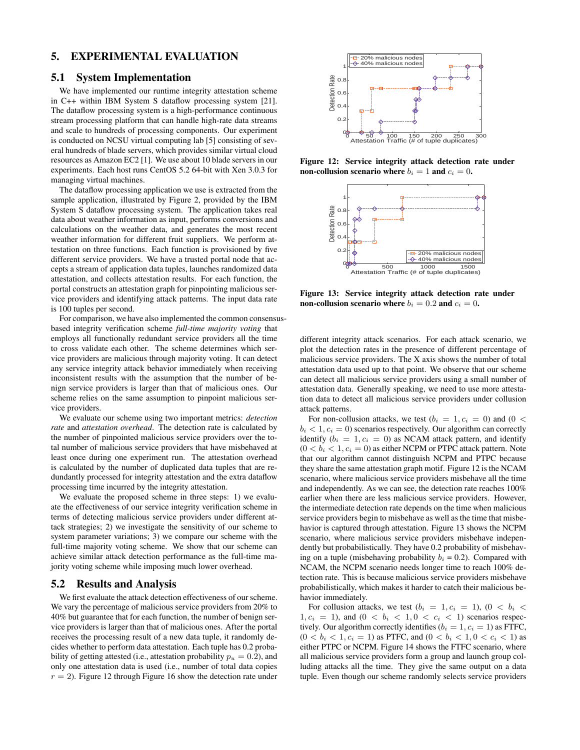## 5. EXPERIMENTAL EVALUATION

### 5.1 System Implementation

We have implemented our runtime integrity attestation scheme in C++ within IBM System S dataflow processing system [21]. The dataflow processing system is a high-performance continuous stream processing platform that can handle high-rate data streams and scale to hundreds of processing components. Our experiment is conducted on NCSU virtual computing lab [5] consisting of several hundreds of blade servers, which provides similar virtual cloud resources as Amazon EC2 [1]. We use about 10 blade servers in our experiments. Each host runs CentOS 5.2 64-bit with Xen 3.0.3 for managing virtual machines.

The dataflow processing application we use is extracted from the sample application, illustrated by Figure 2, provided by the IBM System S dataflow processing system. The application takes real data about weather information as input, performs conversions and calculations on the weather data, and generates the most recent weather information for different fruit suppliers. We perform attestation on three functions. Each function is provisioned by five different service providers. We have a trusted portal node that accepts a stream of application data tuples, launches randomized data attestation, and collects attestation results. For each function, the portal constructs an attestation graph for pinpointing malicious service providers and identifying attack patterns. The input data rate is 100 tuples per second.

For comparison, we have also implemented the common consensus-based integrity verification scheme *full-time majority voting* that employs all functionally redundant service providers all the time to cross validate each other. The scheme determines which service providers are malicious through majority voting. It can detect any service integrity attack behavior immediately when receiving inconsistent results with the assumption that the number of benign service providers is larger than that of malicious ones. Our scheme relies on the same assumption to pinpoint malicious service providers.

We evaluate our scheme using two important metrics: *detection rate* and *attestation overhead*. The detection rate is calculated by the number of pinpointed malicious service providers over the total number of malicious service providers that have misbehaved at least once during one experiment run. The attestation overhead is calculated by the number of duplicated data tuples that are redundantly processed for integrity attestation and the extra dataflow processing time incurred by the integrity attestation.

We evaluate the proposed scheme in three steps: 1) we evaluate the effectiveness of our service integrity verification scheme in terms of detecting malicious service providers under different attack strategies; 2) we investigate the sensitivity of our scheme to system parameter variations; 3) we compare our scheme with the full-time majority voting scheme. We show that our scheme can achieve similar attack detection performance as the full-time majority voting scheme while imposing much lower overhead.

### 5.2 Results and Analysis

We first evaluate the attack detection effectiveness of our scheme. We vary the percentage of malicious service providers from 20% to 40% but guarantee that for each function, the number of benign service providers is larger than that of malicious ones. After the portal receives the processing result of a new data tuple, it randomly decides whether to perform data attestation. Each tuple has 0.2 probability of getting attested (i.e., attestation probability $p_u = 0.2$), and only one attestation data is used (i.e., number of total data copies $r = 2$). Figure 12 through Figure 16 show the detection rate under different integrity attack scenarios. For each attack scenario, we plot the detection rates in the presence of different percentage of malicious service providers. The X axis shows the number of total attestation data used up to that point. We observe that our scheme can detect all malicious service providers using a small number of attestation data. Generally speaking, we need to use more attestation data to detect all malicious service providers under collusion attack patterns.

**Figure 12: Service integrity attack detection rate under non-collusion scenario where $b_i = 1$ and $c_i = 0$.**

**Figure 13: Service integrity attack detection rate under non-collusion scenario where $b_i = 0.2$ and $c_i = 0$.**

For non-collusion attacks, we test ($b_i = 1, c_i = 0$) and ($0 < b_i < 1, c_i = 0$) scenarios respectively. Our algorithm can correctly identify ($b_i = 1, c_i = 0$) as NCAM attack pattern, and identify ($0 < b_i < 1, c_i = 0$) as either NCPM or PTPC attack pattern. Note that our algorithm cannot distinguish NCPM and PTPC because they share the same attestation graph motif. Figure 12 is the NCAM scenario, where malicious service providers misbehave all the time and independently. As we can see, the detection rate reaches 100% earlier when there are less malicious service providers. However, the intermediate detection rate depends on the time when malicious service providers begin to misbehave as well as the time that misbehavior is captured through attestation. Figure 13 shows the NCPM scenario, where malicious service providers misbehave independently but probabilistically. They have 0.2 probability of misbehaving on a tuple (misbehaving probability $b_i$ = 0.2). Compared with NCAM, the NCPM scenario needs longer time to reach 100% detection rate. This is because malicious service providers misbehave probabilistically, which makes it harder to catch their malicious behavior immediately.

For collusion attacks, we test ($b_i = 1, c_i = 1$), ($0 < b_i < 1, c_i = 1$), and ($0 < b_i < 1, 0 < c_i < 1$) scenarios respectively. Our algorithm correctly identifies ($b_i = 1, c_i = 1$) as FTFC, ($0 < b_i < 1, c_i = 1$) as PTFC, and ($0 < b_i < 1, 0 < c_i < 1$) as either PTPC or NCPM. Figure 14 shows the FTFC scenario, where all malicious service providers form a group and launch group colluding attacks all the time. They give the same output on a data tuple. Even though our scheme randomly selects service providers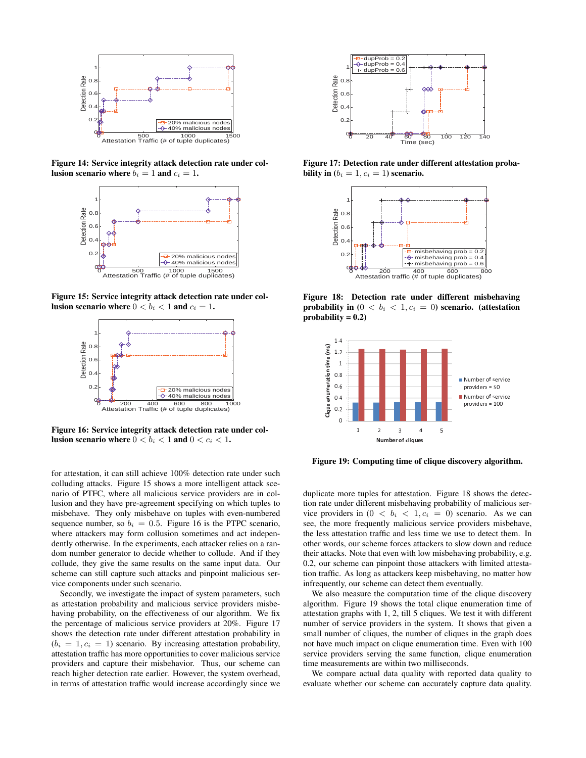Figure 14: Service integrity attack detection rate under collusion scenario where $b_i = 1$ and $c_i = 1$.

Figure 15: Service integrity attack detection rate under collusion scenario where $0 < b_i < 1$ and $c_i = 1$.

Figure 16: Service integrity attack detection rate under collusion scenario where $0 < b_i < 1$ and $0 < c_i < 1$.

Figure 17: Detection rate under different attestation probability in $(b_i = 1, c_i = 1)$ scenario.

Figure 18: Detection rate under different misbehaving probability in $(0 < b_i < 1, c_i = 0)$ scenario. (attestation probability = 0.2)

Figure 19: Computing time of clique discovery algorithm.

for attestation, it can still achieve 100% detection rate under such colluding attacks. Figure 15 shows a more intelligent attack scenario of PTFC, where all malicious service providers are in collusion and they have pre-agreement specifying on which tuples to misbehave. They only misbehave on tuples with even-numbered sequence number, so $b_i = 0.5$. Figure 16 is the PTPC scenario, where attackers may form collusion sometimes and act independently otherwise. In the experiments, each attacker relies on a random number generator to decide whether to collude. And if they collude, they give the same results on the same input data. Our scheme can still capture such attacks and pinpoint malicious service components under such scenario.

Secondly, we investigate the impact of system parameters, such as attestation probability and malicious service providers misbehaving probability, on the effectiveness of our algorithm. We fix the percentage of malicious service providers at 20%. Figure 17 shows the detection rate under different attestation probability in $(b_i = 1, c_i = 1)$ scenario. By increasing attestation probability, attestation traffic has more opportunities to cover malicious service providers and capture their misbehavior. Thus, our scheme can reach higher detection rate earlier. However, the system overhead, in terms of attestation traffic would increase accordingly since we duplicate more tuples for attestation. Figure 18 shows the detection rate under different misbehaving probability of malicious service providers in $(0 < b_i < 1, c_i = 0)$ scenario. As we can see, the more frequently malicious service providers misbehave, the less attestation traffic and less time we use to detect them. In other words, our scheme forces attackers to slow down and reduce their attacks. Note that even with low misbehaving probability, e.g. 0.2, our scheme can pinpoint those attackers with limited attestation traffic. As long as attackers keep misbehaving, no matter how infrequently, our scheme can detect them eventually.

We also measure the computation time of the clique discovery algorithm. Figure 19 shows the total clique enumeration time of attestation graphs with 1, 2, till 5 cliques. We test it with different number of service providers in the system. It shows that given a small number of cliques, the number of cliques in the graph does not have much impact on clique enumeration time. Even with 100 service providers serving the same function, clique enumeration time measurements are within two milliseconds.

We compare actual data quality with reported data quality to evaluate whether our scheme can accurately capture data quality.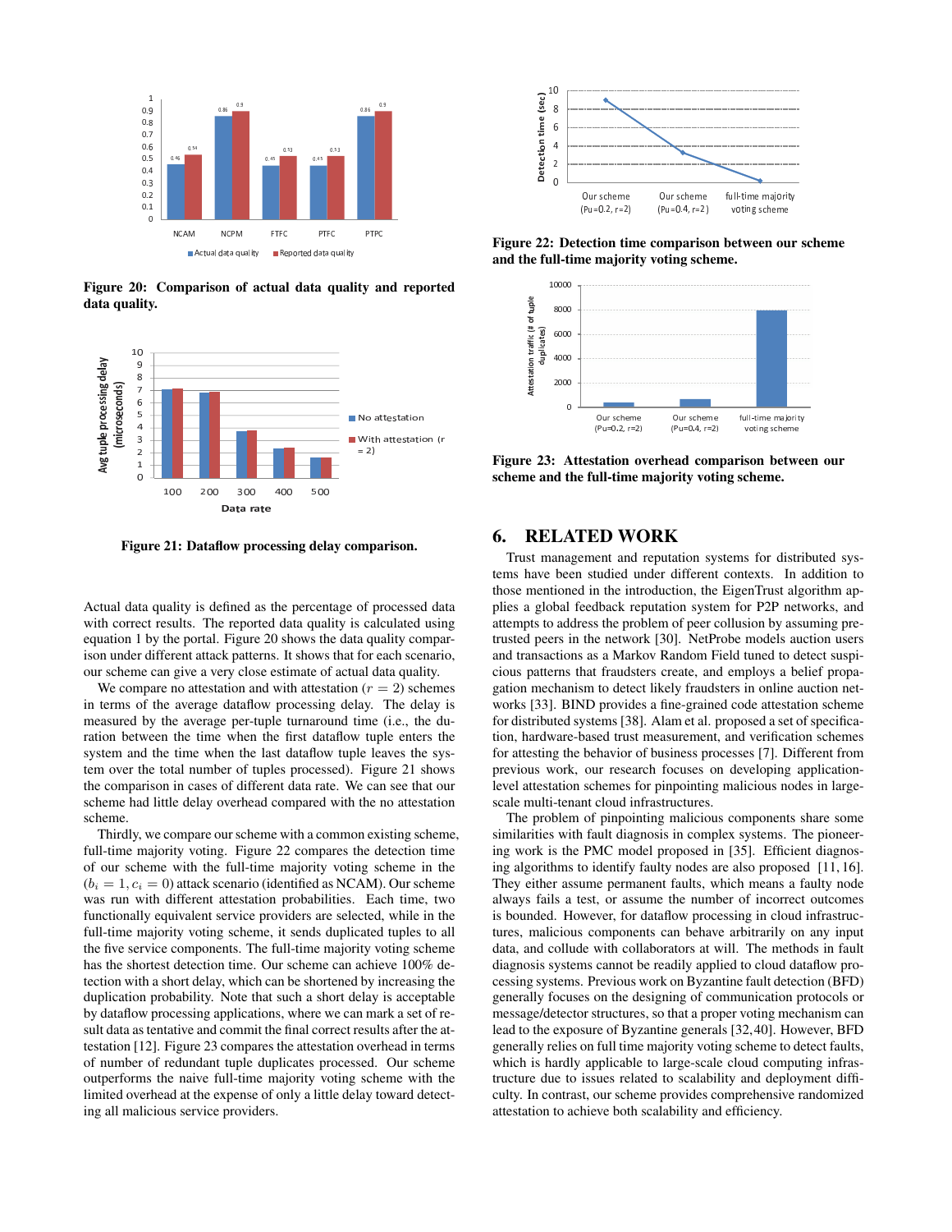Figure 20: Comparison of actual data quality and reported data quality.

Figure 21: Dataflow processing delay comparison.

Actual data quality is defined as the percentage of processed data with correct results. The reported data quality is calculated using equation 1 by the portal. Figure 20 shows the data quality comparison under different attack patterns. It shows that for each scenario, our scheme can give a very close estimate of actual data quality.

We compare no attestation and with attestation ($r = 2$) schemes in terms of the average dataflow processing delay. The delay is measured by the average per-tuple turnaround time (i.e., the duration between the time when the first dataflow tuple enters the system and the time when the last dataflow tuple leaves the system over the total number of tuples processed). Figure 21 shows the comparison in cases of different data rate. We can see that our scheme had little delay overhead compared with the no attestation scheme.

Thirdly, we compare our scheme with a common existing scheme, full-time majority voting. Figure 22 compares the detection time of our scheme with the full-time majority voting scheme in the ($b_i = 1, c_i = 0$) attack scenario (identified as NCAM). Our scheme was run with different attestation probabilities. Each time, two functionally equivalent service providers are selected, while in the full-time majority voting scheme, it sends duplicated tuples to all the five service components. The full-time majority voting scheme has the shortest detection time. Our scheme can achieve 100% detection with a short delay, which can be shortened by increasing the duplication probability. Note that such a short delay is acceptable by dataflow processing applications, where we can mark a set of result data as tentative and commit the final correct results after the attestation [12]. Figure 23 compares the attestation overhead in terms of number of redundant tuple duplicates processed. Our scheme outperforms the naive full-time majority voting scheme with the limited overhead at the expense of only a little delay toward detecting all malicious service providers.

Figure 22: Detection time comparison between our scheme and the full-time majority voting scheme.

Figure 23: Attestation overhead comparison between our scheme and the full-time majority voting scheme.

## 6. RELATED WORK

Trust management and reputation systems for distributed systems have been studied under different contexts. In addition to those mentioned in the introduction, the EigenTrust algorithm applies a global feedback reputation system for P2P networks, and attempts to address the problem of peer collusion by assuming pre-trusted peers in the network [30]. NetProbe models auction users and transactions as a Markov Random Field tuned to detect suspicious patterns that fraudsters create, and employs a belief propagation mechanism to detect likely fraudsters in online auction networks [33]. BIND provides a fine-grained code attestation scheme for distributed systems [38]. Alam et al. proposed a set of specification, hardware-based trust measurement, and verification schemes for attesting the behavior of business processes [7]. Different from previous work, our research focuses on developing application-level attestation schemes for pinpointing malicious nodes in large-scale multi-tenant cloud infrastructures.

The problem of pinpointing malicious components share some similarities with fault diagnosis in complex systems. The pioneering work is the PMC model proposed in [35]. Efficient diagnosing algorithms to identify faulty nodes are also proposed [11, 16]. They either assume permanent faults, which means a faulty node always fails a test, or assume the number of incorrect outcomes is bounded. However, for dataflow processing in cloud infrastructures, malicious components can behave arbitrarily on any input data, and collude with collaborators at will. The methods in fault diagnosis systems cannot be readily applied to cloud dataflow processing systems. Previous work on Byzantine fault detection (BFD) generally focuses on the designing of communication protocols or message/detector structures, so that a proper voting mechanism can lead to the exposure of Byzantine generals [32, 40]. However, BFD generally relies on full time majority voting scheme to detect faults, which is hardly applicable to large-scale cloud computing infrastructure due to issues related to scalability and deployment difficulty. In contrast, our scheme provides comprehensive randomized attestation to achieve both scalability and efficiency.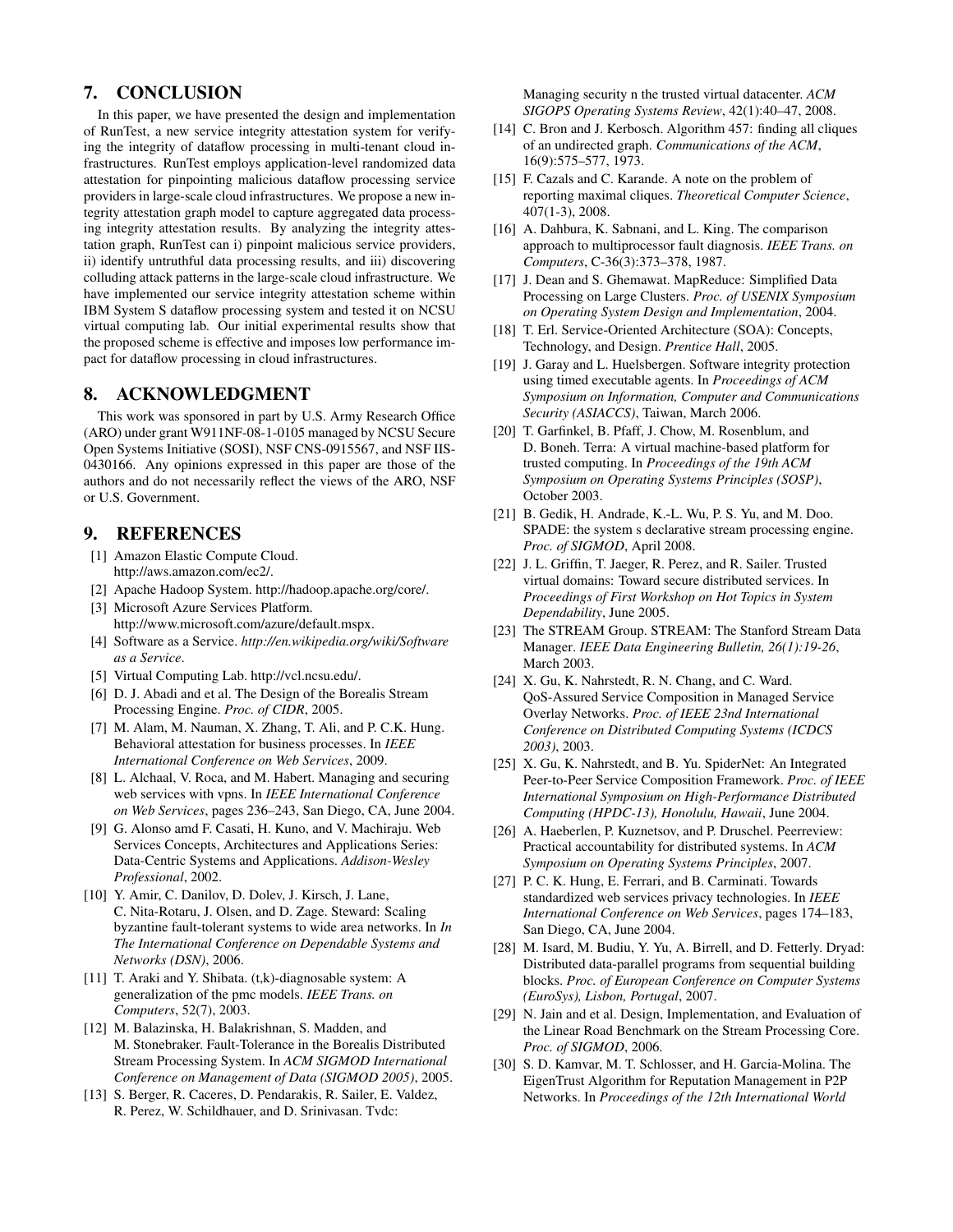## 7. CONCLUSION

In this paper, we have presented the design and implementation of RunTest, a new service integrity attestation system for verifying the integrity of dataflow processing in multi-tenant cloud infrastructures. RunTest employs application-level randomized data attestation for pinpointing malicious dataflow processing service providers in large-scale cloud infrastructures. We propose a new integrity attestation graph model to capture aggregated data processing integrity attestation results. By analyzing the integrity attestation graph, RunTest can i) pinpoint malicious service providers, ii) identify untruthful data processing results, and iii) discovering colluding attack patterns in the large-scale cloud infrastructure. We have implemented our service integrity attestation scheme within IBM System S dataflow processing system and tested it on NCSU virtual computing lab. Our initial experimental results show that the proposed scheme is effective and imposes low performance impact for dataflow processing in cloud infrastructures.

## 8. ACKNOWLEDGMENT

This work was sponsored in part by U.S. Army Research Office (ARO) under grant W911NF-08-1-0105 managed by NCSU Secure Open Systems Initiative (SOSI), NSF CNS-0915567, and NSF IIS-0430166. Any opinions expressed in this paper are those of the authors and do not necessarily reflect the views of the ARO, NSF or U.S. Government.

## 9. REFERENCES

[1] Amazon Elastic Compute Cloud. http://aws.amazon.com/ec2/.

[2] Apache Hadoop System. http://hadoop.apache.org/core/.

[3] Microsoft Azure Services Platform. http://www.microsoft.com/azure/default.mspx.

[4] Software as a Service. *http://en.wikipedia.org/wiki/Software as a Service*.

[5] Virtual Computing Lab. http://vcl.ncsu.edu/.

[6] D. J. Abadi and et al. The Design of the Borealis Stream Processing Engine. *Proc. of CIDR*, 2005.

[7] M. Alam, M. Nauman, X. Zhang, T. Ali, and P. C.K. Hung. Behavioral attestation for business processes. In *IEEE International Conference on Web Services*, 2009.

[8] L. Alchaal, V. Roca, and M. Habert. Managing and securing web services with vpns. In *IEEE International Conference on Web Services*, pages 236–243, San Diego, CA, June 2004.

[9] G. Alonso amd F. Casati, H. Kuno, and V. Machiraju. Web Services Concepts, Architectures and Applications Series: Data-Centric Systems and Applications. *Addison-Wesley Professional*, 2002.

[10] Y. Amir, C. Danilov, D. Dolev, J. Kirsch, J. Lane, C. Nita-Rotaru, J. Olsen, and D. Zage. Steward: Scaling byzantine fault-tolerant systems to wide area networks. In *In The International Conference on Dependable Systems and Networks (DSN)*, 2006.

[11] T. Araki and Y. Shibata. (t,k)-diagnosable system: A generalization of the pmc models. *IEEE Trans. on Computers*, 52(7), 2003.

[12] M. Balazinska, H. Balakrishnan, S. Madden, and M. Stonebraker. Fault-Tolerance in the Borealis Distributed Stream Processing System. In *ACM SIGMOD International Conference on Management of Data (SIGMOD 2005)*, 2005.

[13] S. Berger, R. Caceres, D. Pendarakis, R. Sailer, E. Valdez, R. Perez, W. Schildhauer, and D. Srinivasan. Tvdc: Managing security n the trusted virtual datacenter. *ACM SIGOPS Operating Systems Review*, 42(1):40–47, 2008.

[14] C. Bron and J. Kerbosch. Algorithm 457: finding all cliques of an undirected graph. *Communications of the ACM*, 16(9):575–577, 1973.

[15] F. Cazals and C. Karande. A note on the problem of reporting maximal cliques. *Theoretical Computer Science*, 407(1-3), 2008.

[16] A. Dahbura, K. Sabnani, and L. King. The comparison approach to multiprocessor fault diagnosis. *IEEE Trans. on Computers*, C-36(3):373–378, 1987.

[17] J. Dean and S. Ghemawat. MapReduce: Simplified Data Processing on Large Clusters. *Proc. of USENIX Symposium on Operating System Design and Implementation*, 2004.

[18] T. Erl. Service-Oriented Architecture (SOA): Concepts, Technology, and Design. *Prentice Hall*, 2005.

[19] J. Garay and L. Huelsbergen. Software integrity protection using timed executable agents. In *Proceedings of ACM Symposium on Information, Computer and Communications Security (ASIACCS)*, Taiwan, March 2006.

[20] T. Garfinkel, B. Pfaff, J. Chow, M. Rosenblum, and D. Boneh. Terra: A virtual machine-based platform for trusted computing. In *Proceedings of the 19th ACM Symposium on Operating Systems Principles (SOSP)*, October 2003.

[21] B. Gedik, H. Andrade, K.-L. Wu, P. S. Yu, and M. Doo. SPADE: the system s declarative stream processing engine. *Proc. of SIGMOD*, April 2008.

[22] J. L. Griffin, T. Jaeger, R. Perez, and R. Sailer. Trusted virtual domains: Toward secure distributed services. In *Proceedings of First Workshop on Hot Topics in System Dependability*, June 2005.

[23] The STREAM Group. STREAM: The Stanford Stream Data Manager. *IEEE Data Engineering Bulletin, 26(1):19-26*, March 2003.

[24] X. Gu, K. Nahrstedt, R. N. Chang, and C. Ward. QoS-Assured Service Composition in Managed Service Overlay Networks. *Proc. of IEEE 23nd International Conference on Distributed Computing Systems (ICDCS 2003)*, 2003.

[25] X. Gu, K. Nahrstedt, and B. Yu. SpiderNet: An Integrated Peer-to-Peer Service Composition Framework. *Proc. of IEEE International Symposium on High-Performance Distributed Computing (HPDC-13), Honolulu, Hawaii*, June 2004.

[26] A. Haeberlen, P. Kuznetsov, and P. Druschel. Peerreview: Practical accountability for distributed systems. In *ACM Symposium on Operating Systems Principles*, 2007.

[27] P. C. K. Hung, E. Ferrari, and B. Carminati. Towards standardized web services privacy technologies. In *IEEE International Conference on Web Services*, pages 174–183, San Diego, CA, June 2004.

[28] M. Isard, M. Budiu, Y. Yu, A. Birrell, and D. Fetterly. Dryad: Distributed data-parallel programs from sequential building blocks. *Proc. of European Conference on Computer Systems (EuroSys), Lisbon, Portugal*, 2007.

[29] N. Jain and et al. Design, Implementation, and Evaluation of the Linear Road Benchmark on the Stream Processing Core. *Proc. of SIGMOD*, 2006.

[30] S. D. Kamvar, M. T. Schlosser, and H. Garcia-Molina. The EigenTrust Algorithm for Reputation Management in P2P Networks. In *Proceedings of the 12th International World*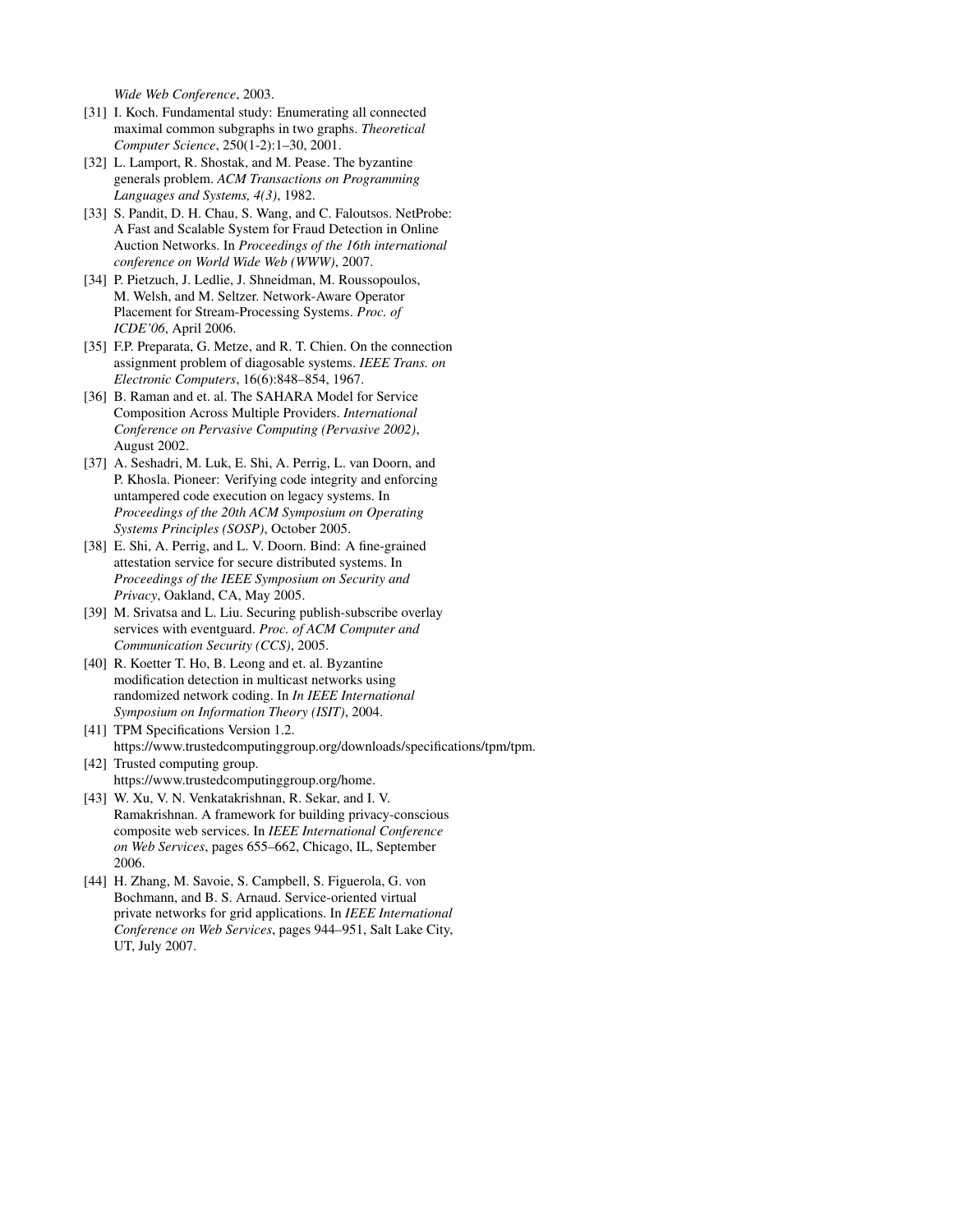*Wide Web Conference*, 2003.

[31] I. Koch. Fundamental study: Enumerating all connected maximal common subgraphs in two graphs. *Theoretical Computer Science*, 250(1-2):1–30, 2001.

[32] L. Lamport, R. Shostak, and M. Pease. The byzantine generals problem. *ACM Transactions on Programming Languages and Systems, 4(3)*, 1982.

[33] S. Pandit, D. H. Chau, S. Wang, and C. Faloutsos. NetProbe: A Fast and Scalable System for Fraud Detection in Online Auction Networks. In *Proceedings of the 16th international conference on World Wide Web (WWW)*, 2007.

[34] P. Pietzuch, J. Ledlie, J. Shneidman, M. Roussopoulos, M. Welsh, and M. Seltzer. Network-Aware Operator Placement for Stream-Processing Systems. *Proc. of ICDE'06*, April 2006.

[35] F.P. Preparata, G. Metze, and R. T. Chien. On the connection assignment problem of diagosable systems. *IEEE Trans. on Electronic Computers*, 16(6):848–854, 1967.

[36] B. Raman and et. al. The SAHARA Model for Service Composition Across Multiple Providers. *International Conference on Pervasive Computing (Pervasive 2002)*, August 2002.

[37] A. Seshadri, M. Luk, E. Shi, A. Perrig, L. van Doorn, and P. Khosla. Pioneer: Verifying code integrity and enforcing untampered code execution on legacy systems. In *Proceedings of the 20th ACM Symposium on Operating Systems Principles (SOSP)*, October 2005.

[38] E. Shi, A. Perrig, and L. V. Doorn. Bind: A fine-grained attestation service for secure distributed systems. In *Proceedings of the IEEE Symposium on Security and Privacy*, Oakland, CA, May 2005.

[39] M. Srivatsa and L. Liu. Securing publish-subscribe overlay services with eventguard. *Proc. of ACM Computer and Communication Security (CCS)*, 2005.

[40] R. Koetter T. Ho, B. Leong and et. al. Byzantine modification detection in multicast networks using randomized network coding. In *In IEEE International Symposium on Information Theory (ISIT)*, 2004.

[41] TPM Specifications Version 1.2. https://www.trustedcomputinggroup.org/downloads/specifications/tpm/tpm.

[42] Trusted computing group. https://www.trustedcomputinggroup.org/home.

[43] W. Xu, V. N. Venkatakrishnan, R. Sekar, and I. V. Ramakrishnan. A framework for building privacy-conscious composite web services. In *IEEE International Conference on Web Services*, pages 655–662, Chicago, IL, September 2006.

[44] H. Zhang, M. Savoie, S. Campbell, S. Figuerola, G. von Bochmann, and B. S. Arnaud. Service-oriented virtual private networks for grid applications. In *IEEE International Conference on Web Services*, pages 944–951, Salt Lake City, UT, July 2007.